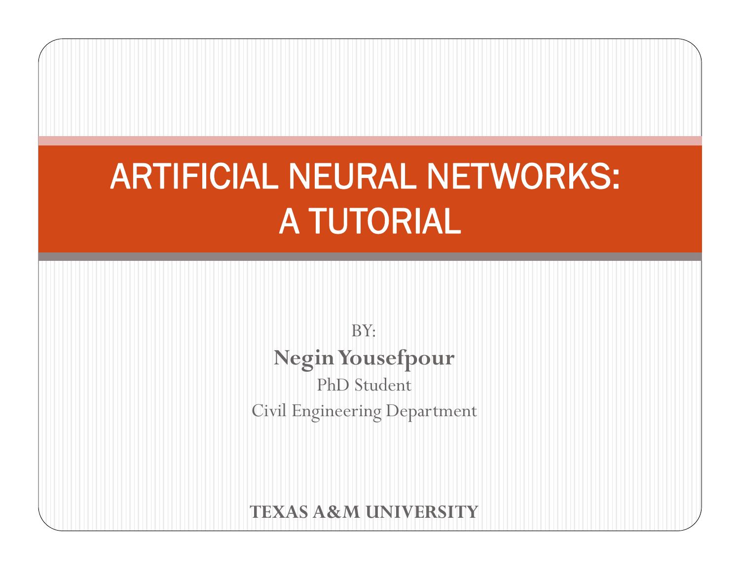# ARTIFICIAL NEURAL NETWORKS: A TUTORIAL

BY:

**Negin Yousefpour**

PhD Student

Civil Engineering Department

**TEXAS A&M UNIVERSITY**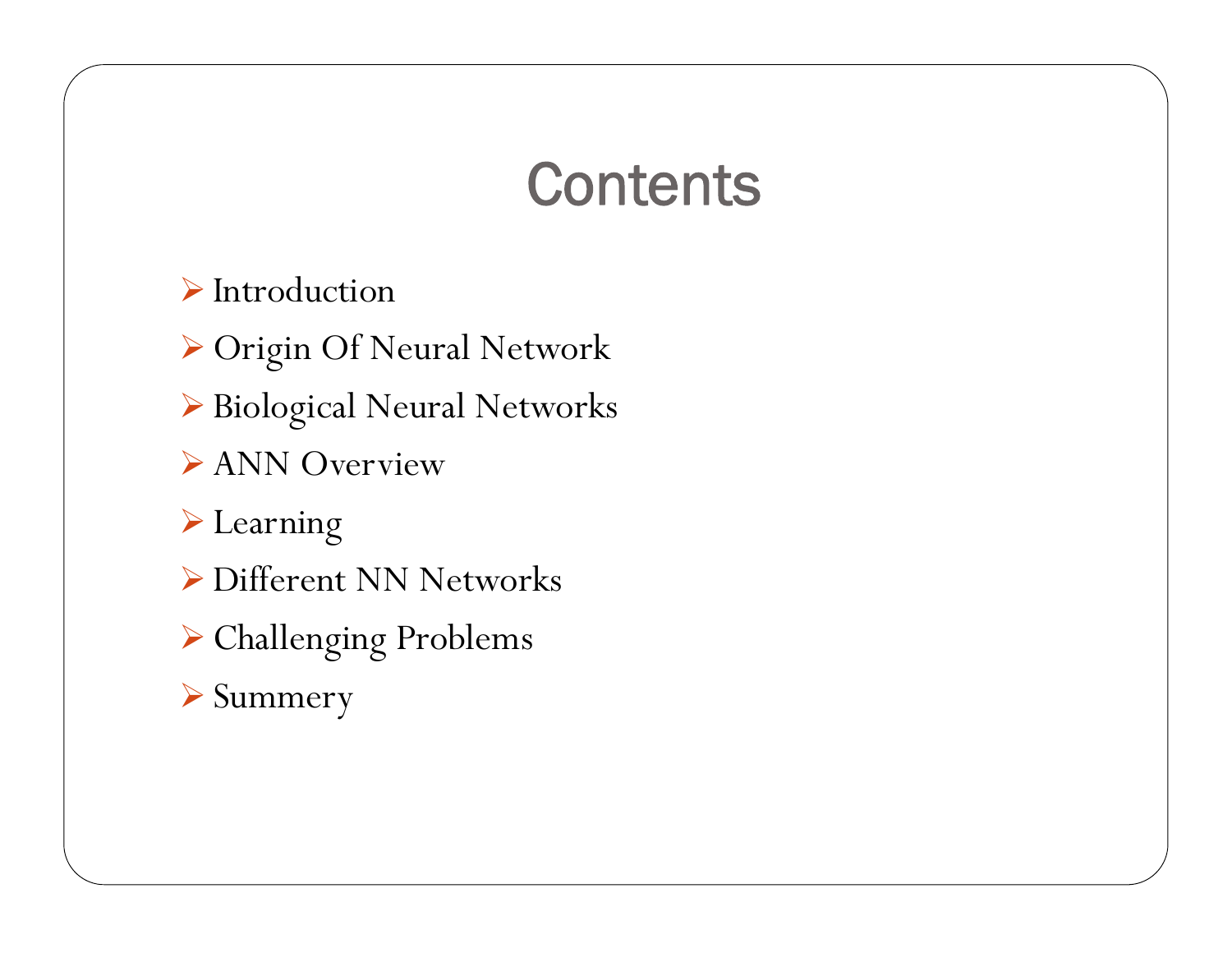# Contents

- Introduction
- Origin Of Neural Network
- Biological Neural Networks
- ANN Overview
- Learning
- Different NN Networks
- Challenging Problems
- Summery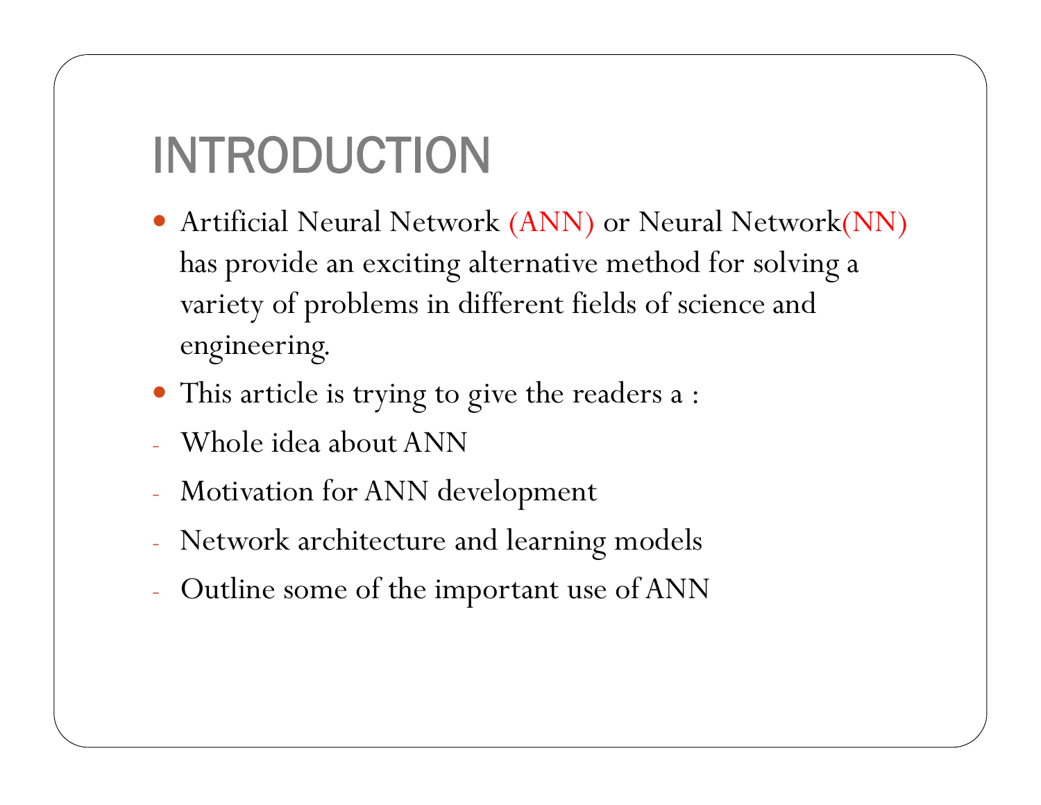# INTRODUCTION

- Artificial Neural Network (ANN) or Neural Network(NN) has provide an exciting alternative method for solving a variety of problems in different fields of science and engineering.
- This article is trying to give the readers a :

- Whole idea about ANN
- Motivation for ANN development
- Network architecture and learning models
- Outline some of the important use of ANN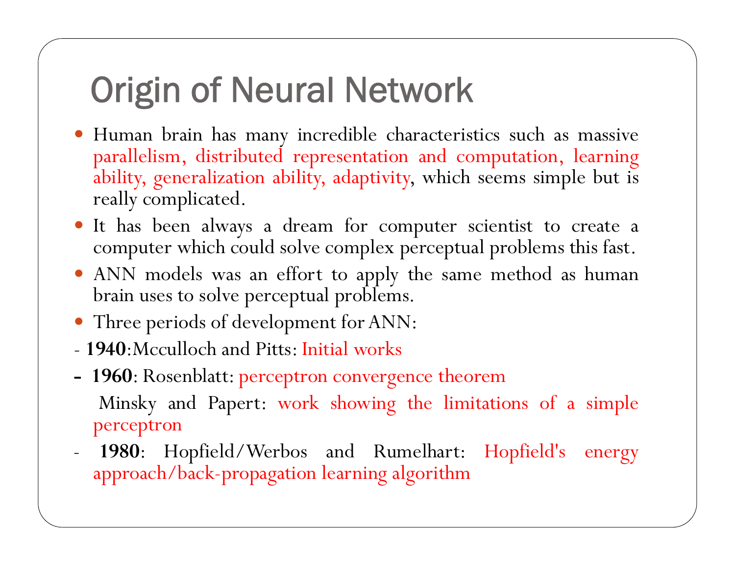# Origin of Neural Network

- Human brain has many incredible characteristics such as massive parallelism, distributed representation and computation, learning ability, generalization ability, adaptivity, which seems simple but is really complicated.
- It has been always a dream for computer scientist to create a computer which could solve complex perceptual problems this fast.
- ANN models was an effort to apply the same method as human brain uses to solve perceptual problems.
- Three periods of development for ANN:

- **1940**:Mcculloch and Pitts: Initial works
- **1960**: Rosenblatt: perceptron convergence theorem

  Minsky and Papert: work showing the limitations of a simple perceptron
- **1980**: Hopfield/Werbos and Rumelhart: Hopfield's energy approach/back-propagation learning algorithm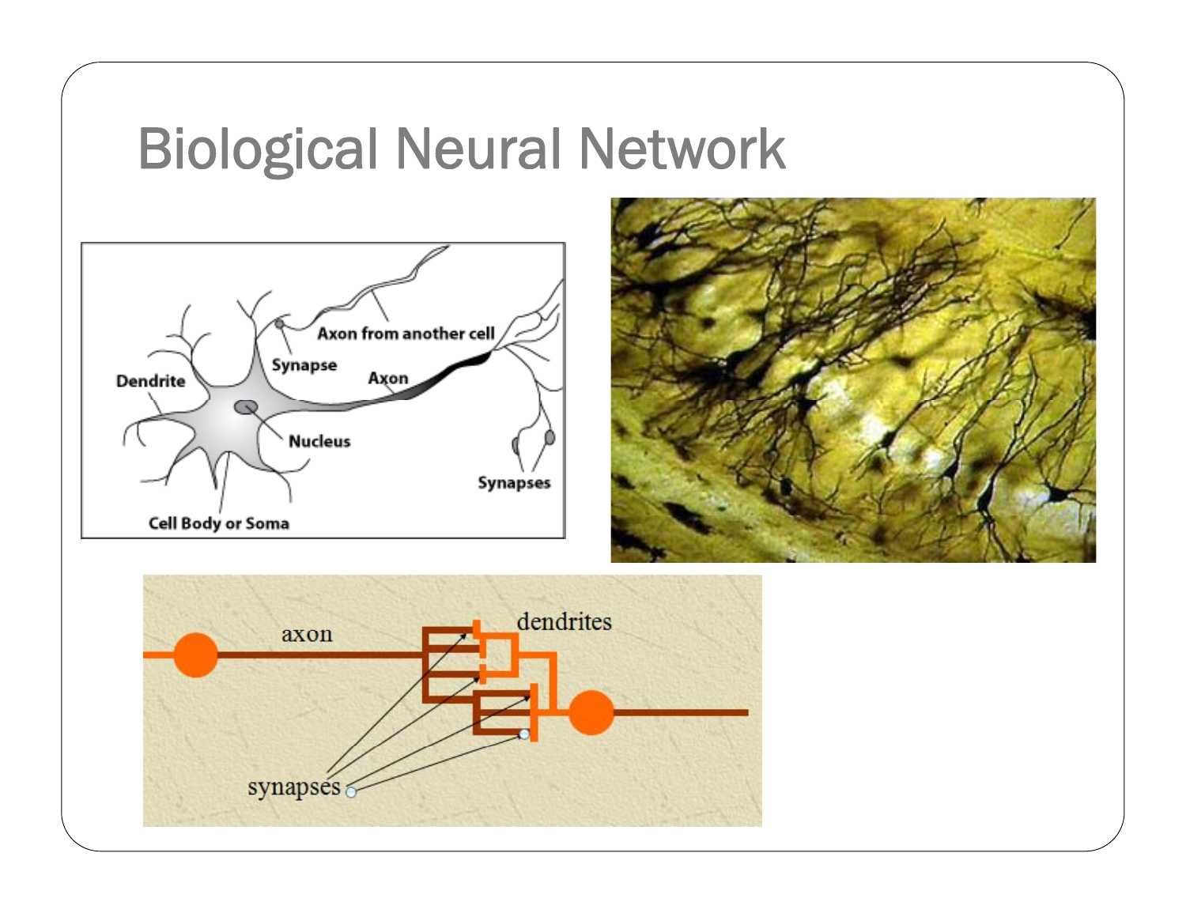# Biological Neural Network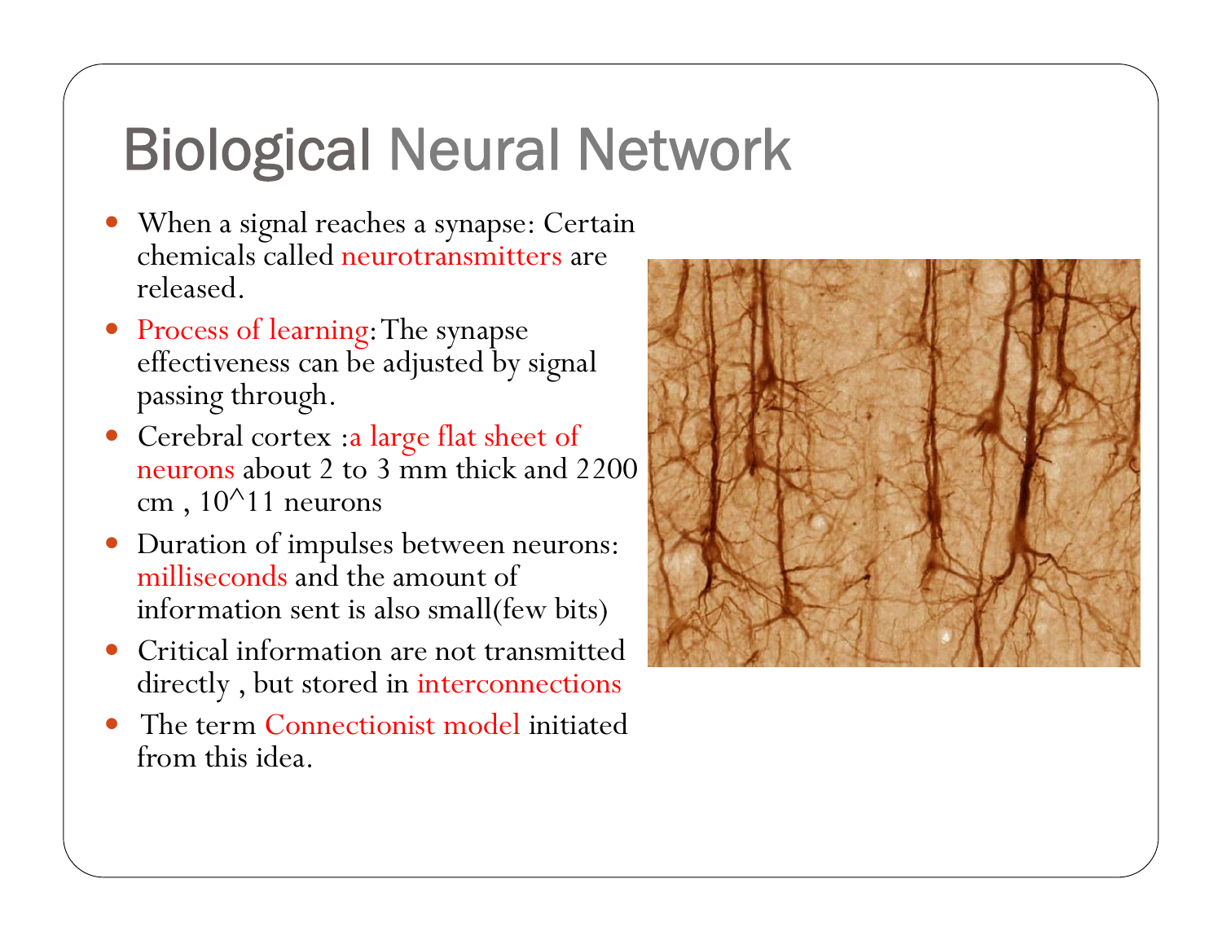# Biological Neural Network

- When a signal reaches a synapse: Certain chemicals called neurotransmitters are released.
- Process of learning: The synapse effectiveness can be adjusted by signal passing through.
- Cerebral cortex : a large flat sheet of neurons about 2 to 3 mm thick and 2200 cm , 10^11 neurons
- Duration of impulses between neurons: milliseconds and the amount of information sent is also small(few bits)
- Critical information are not transmitted directly , but stored in interconnections
- The term Connectionist model initiated from this idea.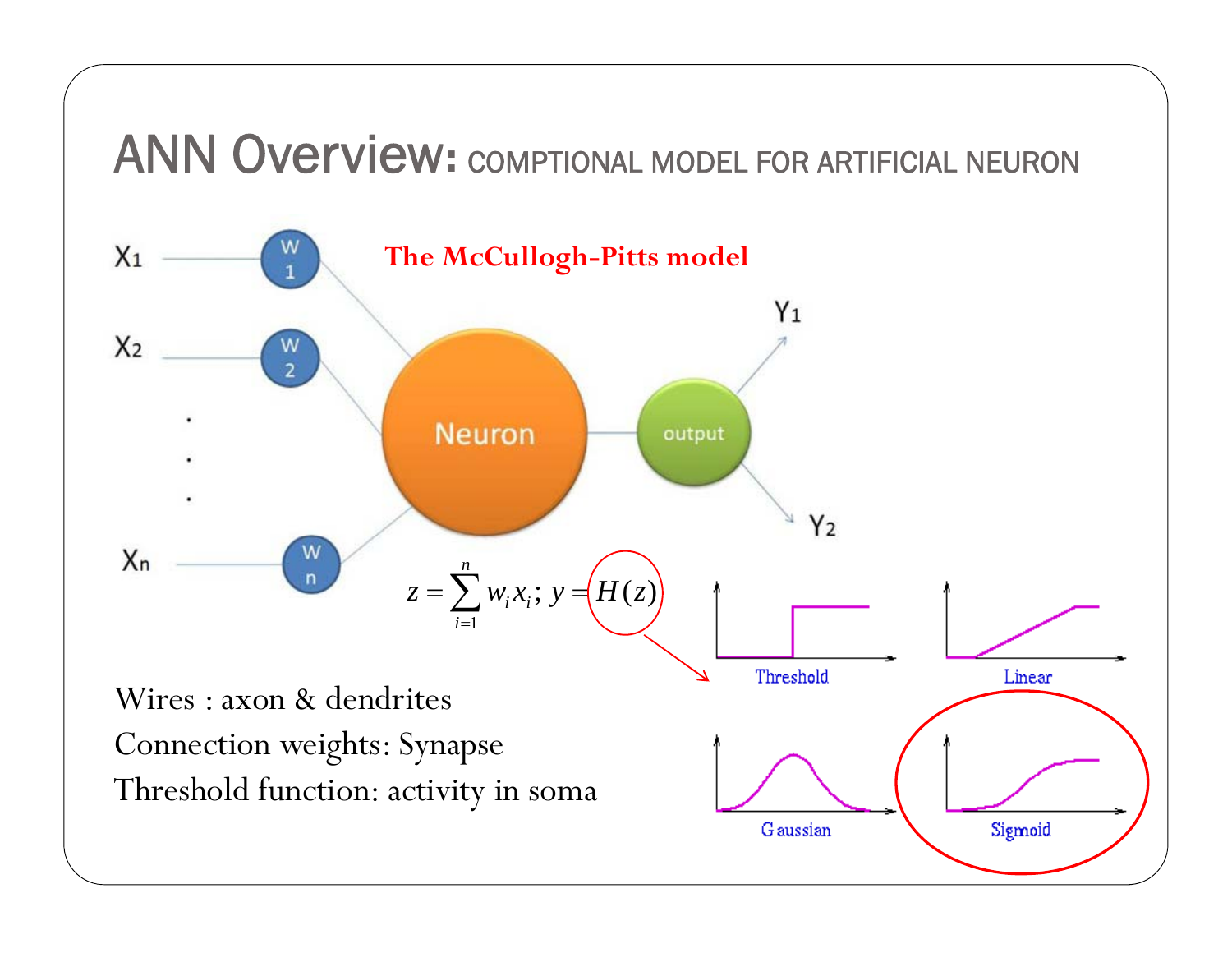# ANN Overview: COMPTIONAL MODEL FOR ARTIFICIAL NEURON

**The McCullogh-Pitts model**

$X_1$, $X_2$, . . ., $X_n$ → $W_1$, $W_2$, …, $W_n$ → Neuron → output → $Y_1$, $Y_2$

$$z = \sum_{i=1}^{n} w_i x_i ;\; y = H(z)$$

Threshold, Linear, Gaussian, Sigmoid

Wires : axon & dendrites

Connection weights: Synapse

Threshold function: activity in soma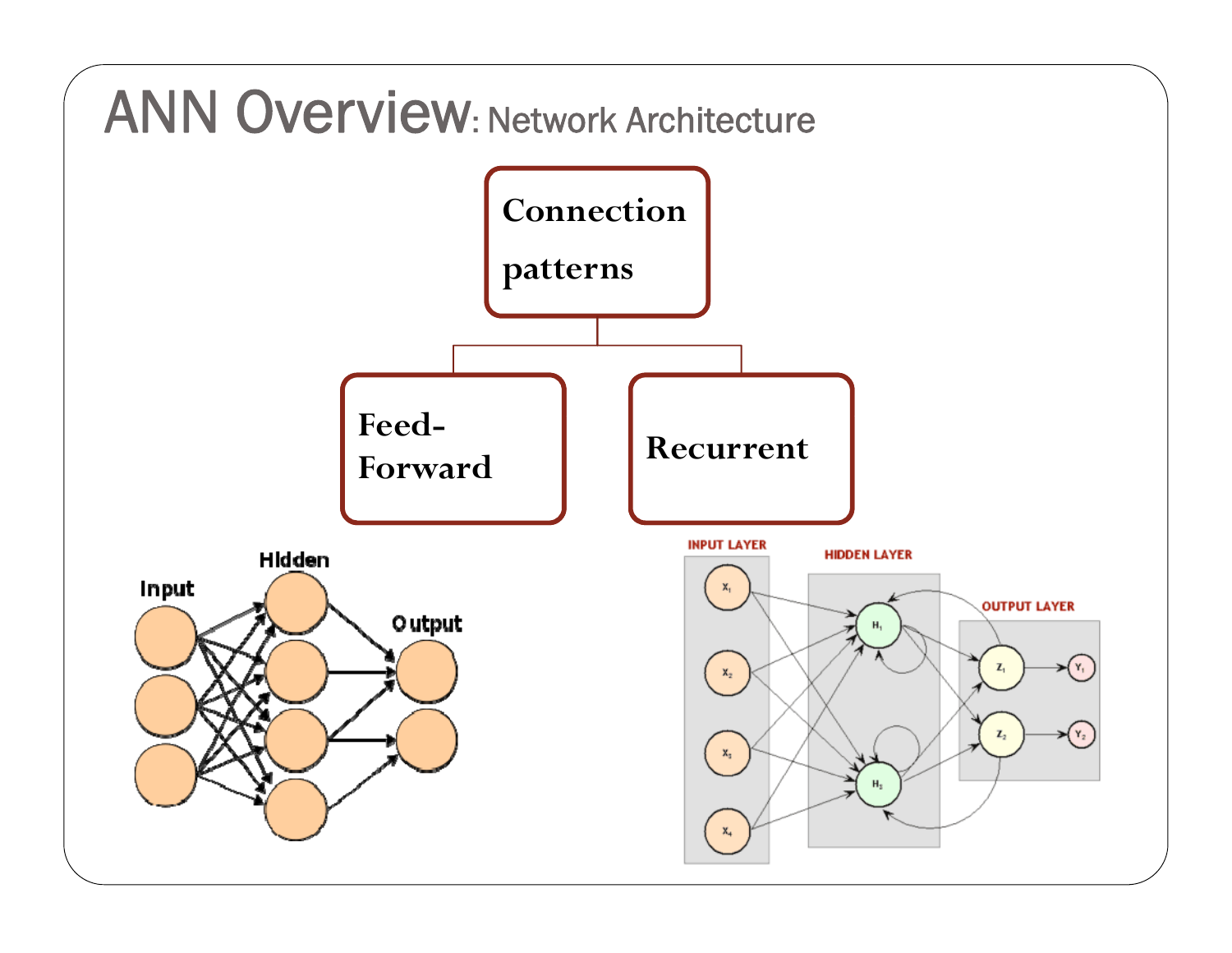# ANN Overview: Network Architecture

- Connection patterns
  - Feed-Forward
  - Recurrent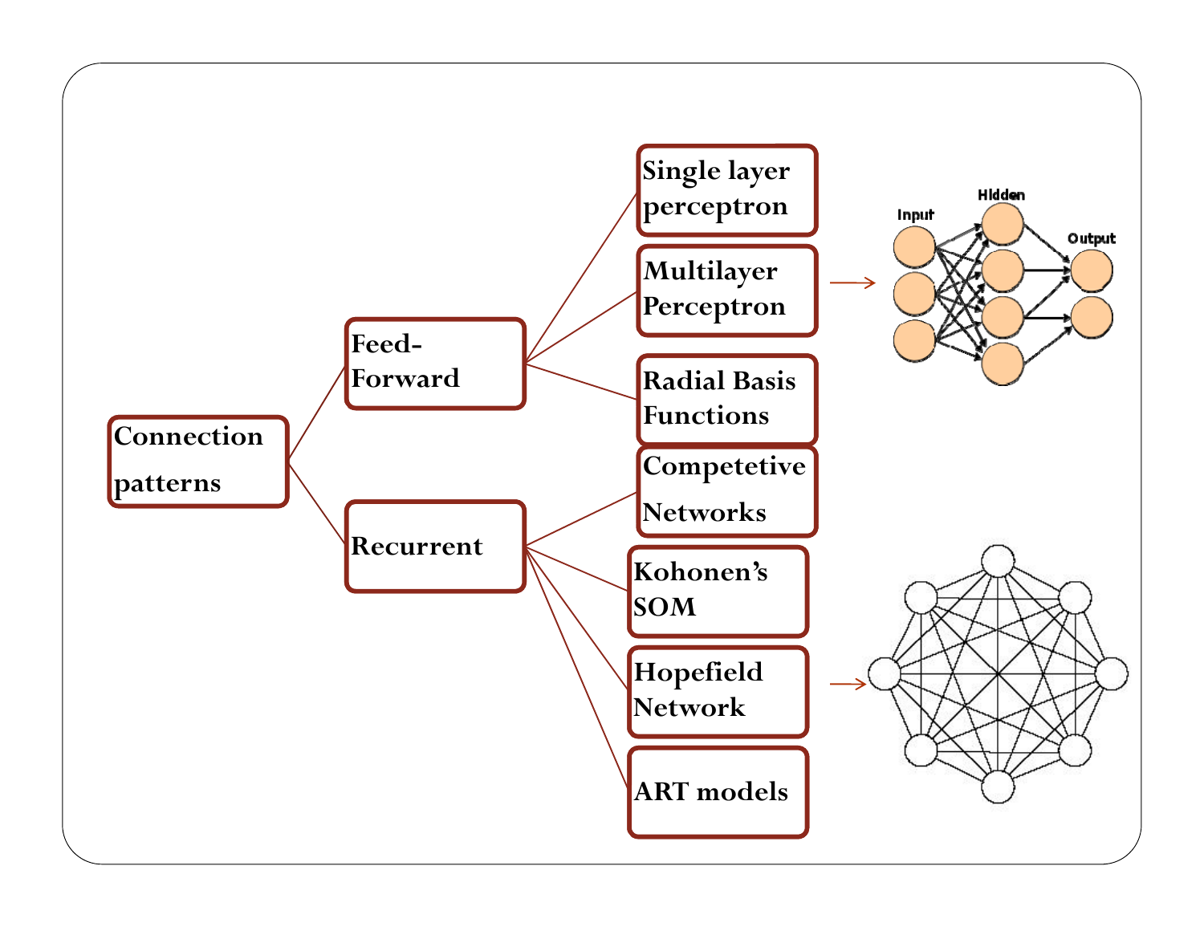- **Connection patterns**
  - **Feed-Forward**
    - **Single layer perceptron**
    - **Multilayer Perceptron**
    - **Radial Basis Functions**
  - **Recurrent**
    - **Competetive Networks**
    - **Kohonen's SOM**
    - **Hopefield Network**
    - **ART models**

Input

Hidden

Output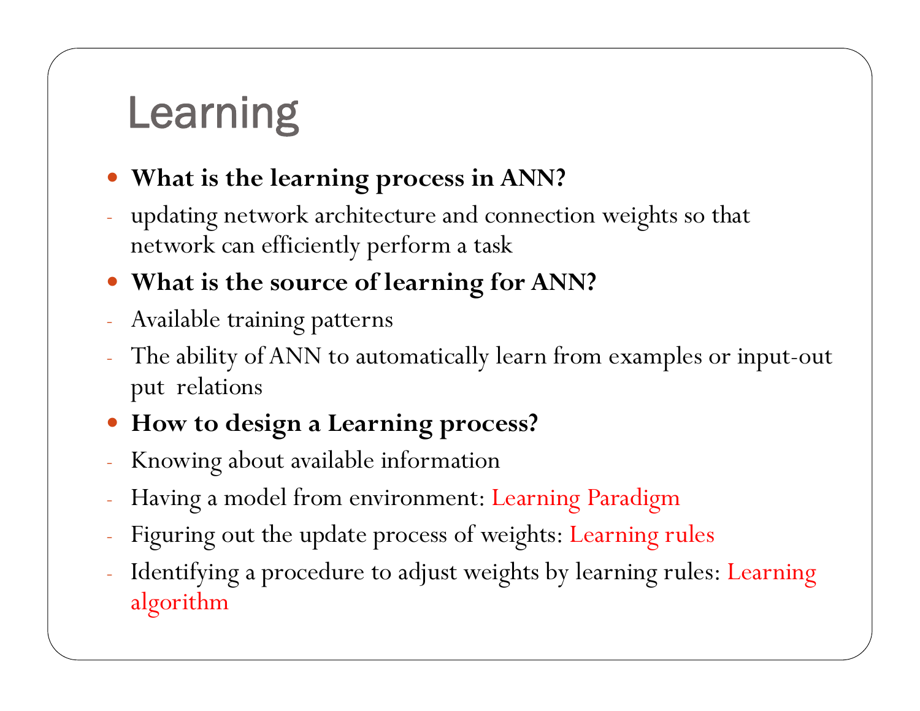# Learning

- **What is the learning process in ANN?**
  - updating network architecture and connection weights so that network can efficiently perform a task
- **What is the source of learning for ANN?**
  - Available training patterns
  - The ability of ANN to automatically learn from examples or input-out put relations
- **How to design a Learning process?**
  - Knowing about available information
  - Having a model from environment: Learning Paradigm
  - Figuring out the update process of weights: Learning rules
  - Identifying a procedure to adjust weights by learning rules: Learning algorithm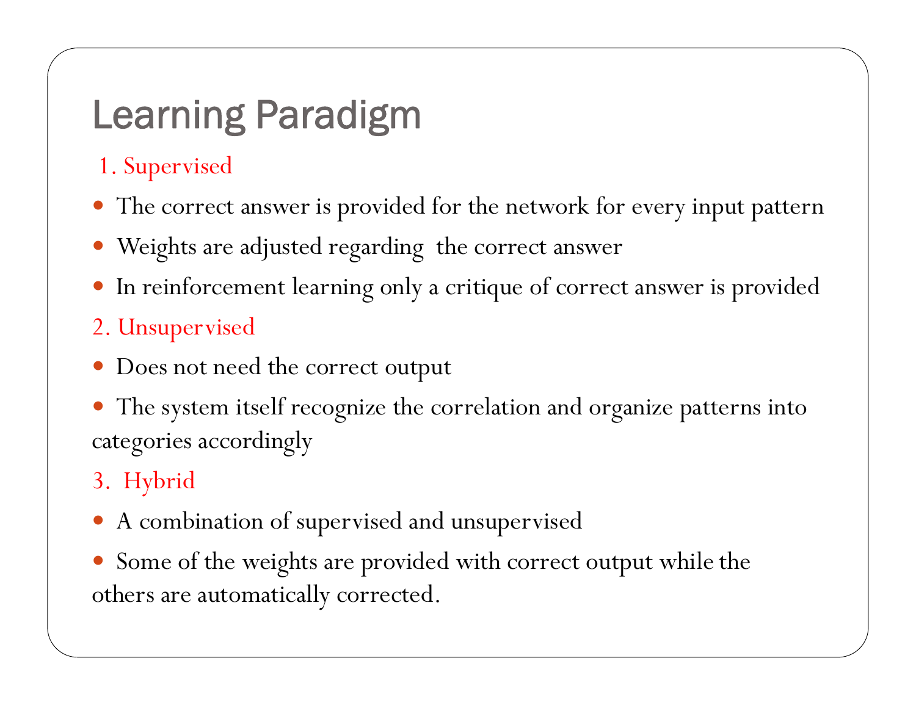# Learning Paradigm

1. Supervised

- The correct answer is provided for the network for every input pattern
- Weights are adjusted regarding the correct answer
- In reinforcement learning only a critique of correct answer is provided

2. Unsupervised

- Does not need the correct output
- The system itself recognize the correlation and organize patterns into categories accordingly

3. Hybrid

- A combination of supervised and unsupervised
- Some of the weights are provided with correct output while the others are automatically corrected.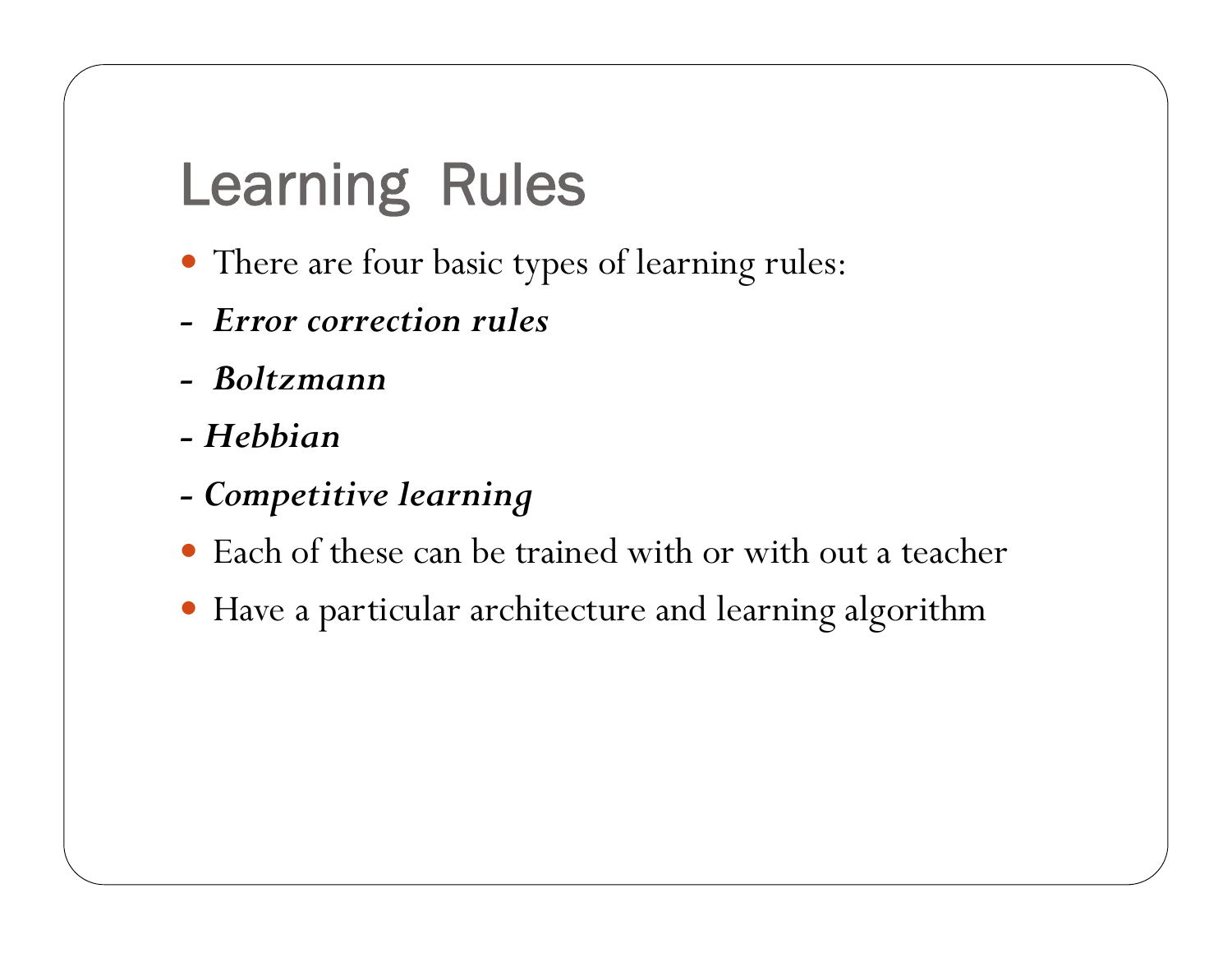# Learning Rules

- There are four basic types of learning rules:

- ***Error correction rules***
- ***Boltzmann***
- ***Hebbian***
- ***Competitive learning***

- Each of these can be trained with or with out a teacher
- Have a particular architecture and learning algorithm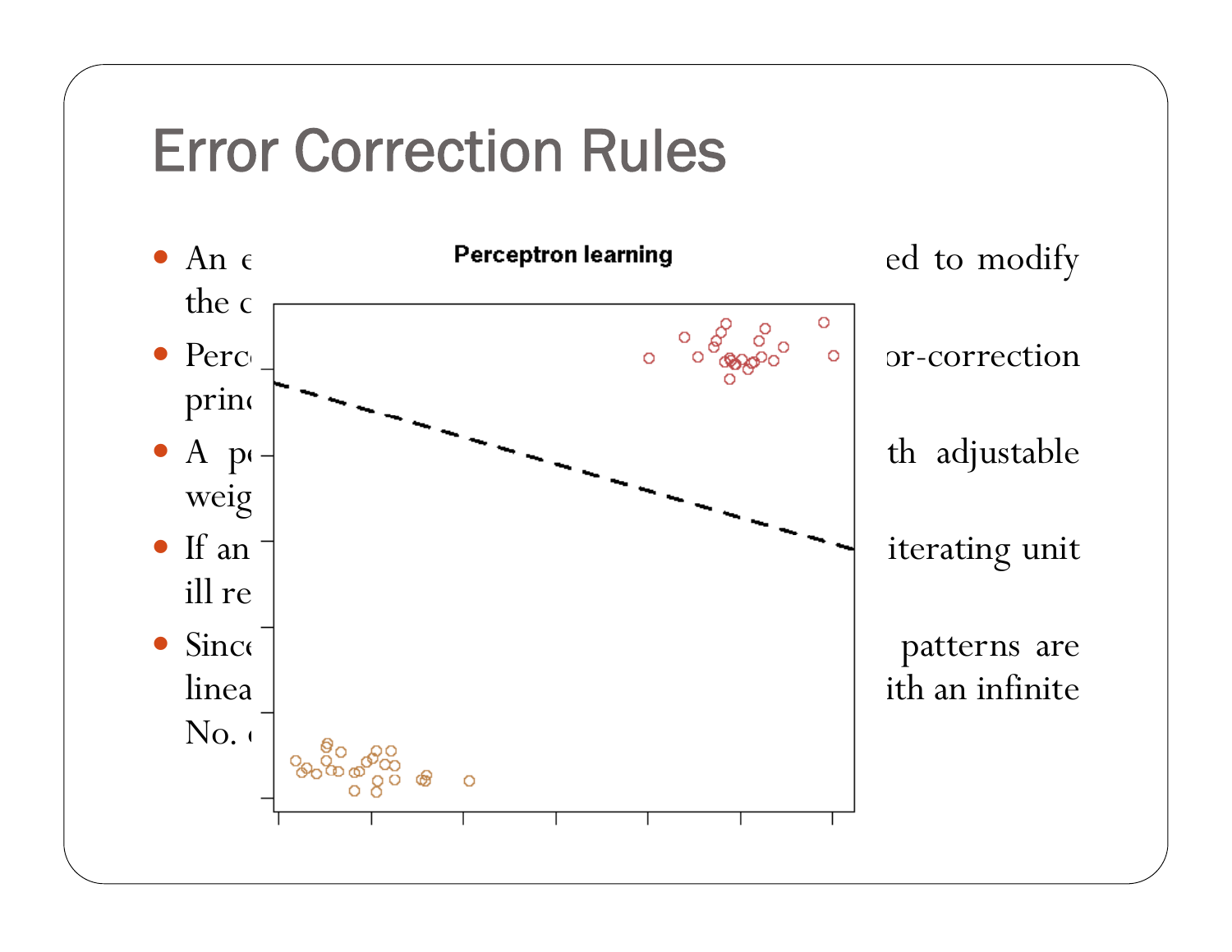# Error Correction Rules

- An e ed to modify the c
- Perc or-correction princ
- A p th adjustable weig
- If an iterating unit ill re
- Since patterns are linea ith an infinite No. (

**Perceptron learning**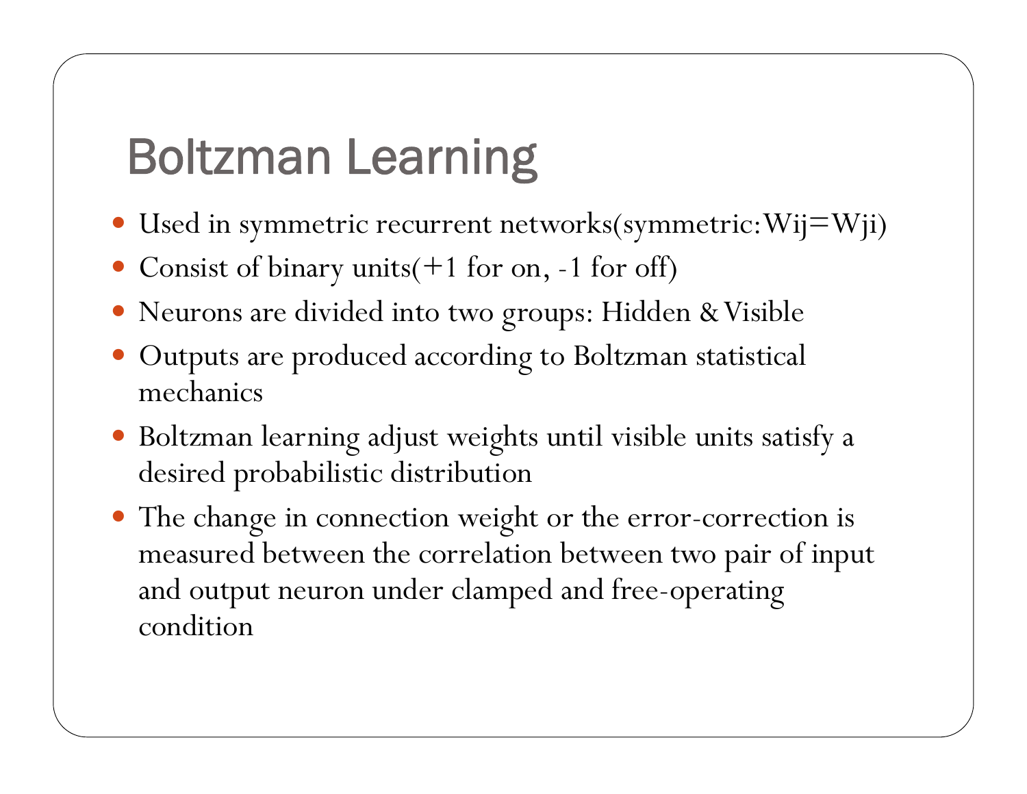# Boltzman Learning

- Used in symmetric recurrent networks(symmetric:Wij=Wji)
- Consist of binary units(+1 for on, -1 for off)
- Neurons are divided into two groups: Hidden & Visible
- Outputs are produced according to Boltzman statistical mechanics
- Boltzman learning adjust weights until visible units satisfy a desired probabilistic distribution
- The change in connection weight or the error-correction is measured between the correlation between two pair of input and output neuron under clamped and free-operating condition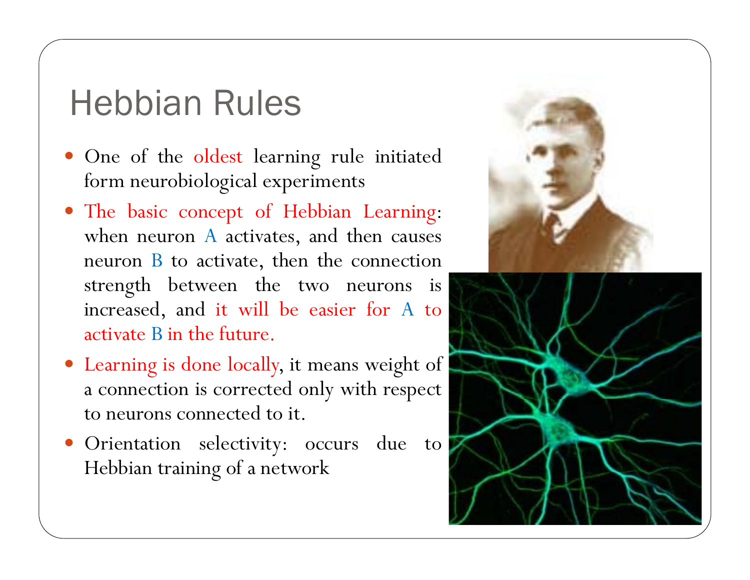# Hebbian Rules

- One of the oldest learning rule initiated form neurobiological experiments
- The basic concept of Hebbian Learning: when neuron A activates, and then causes neuron B to activate, then the connection strength between the two neurons is increased, and it will be easier for A to activate B in the future.
- Learning is done locally, it means weight of a connection is corrected only with respect to neurons connected to it.
- Orientation selectivity: occurs due to Hebbian training of a network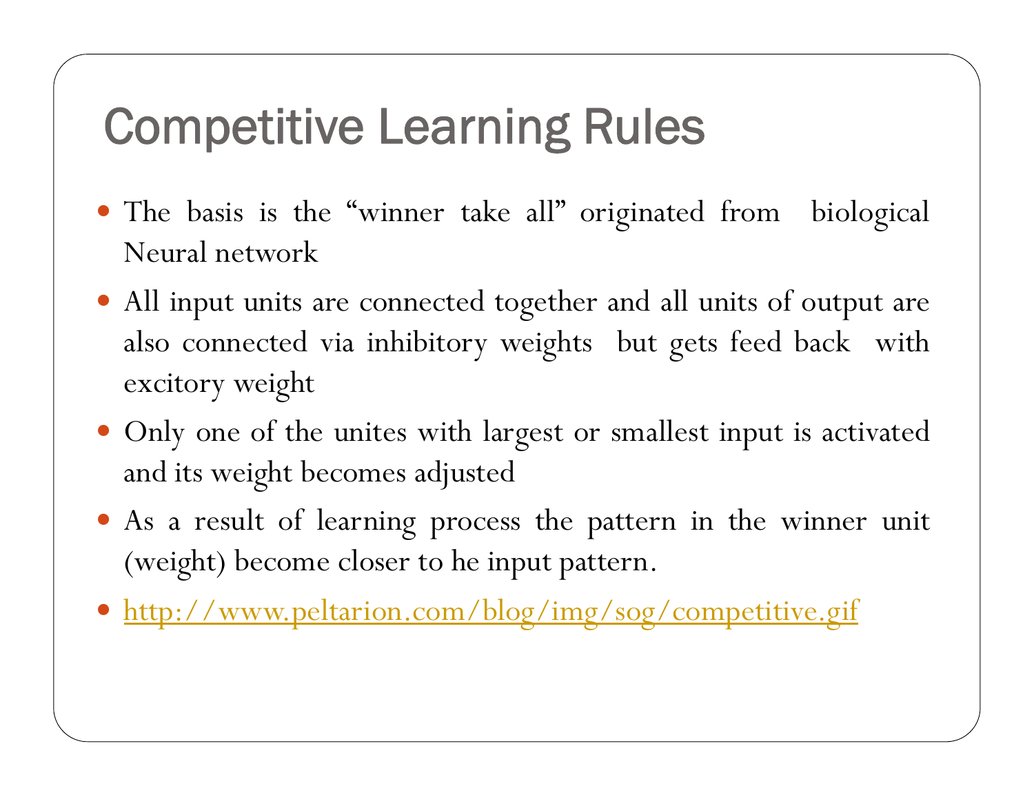# Competitive Learning Rules

- The basis is the "winner take all" originated from biological Neural network
- All input units are connected together and all units of output are also connected via inhibitory weights but gets feed back with excitory weight
- Only one of the unites with largest or smallest input is activated and its weight becomes adjusted
- As a result of learning process the pattern in the winner unit (weight) become closer to he input pattern.
- http://www.peltarion.com/blog/img/sog/competitive.gif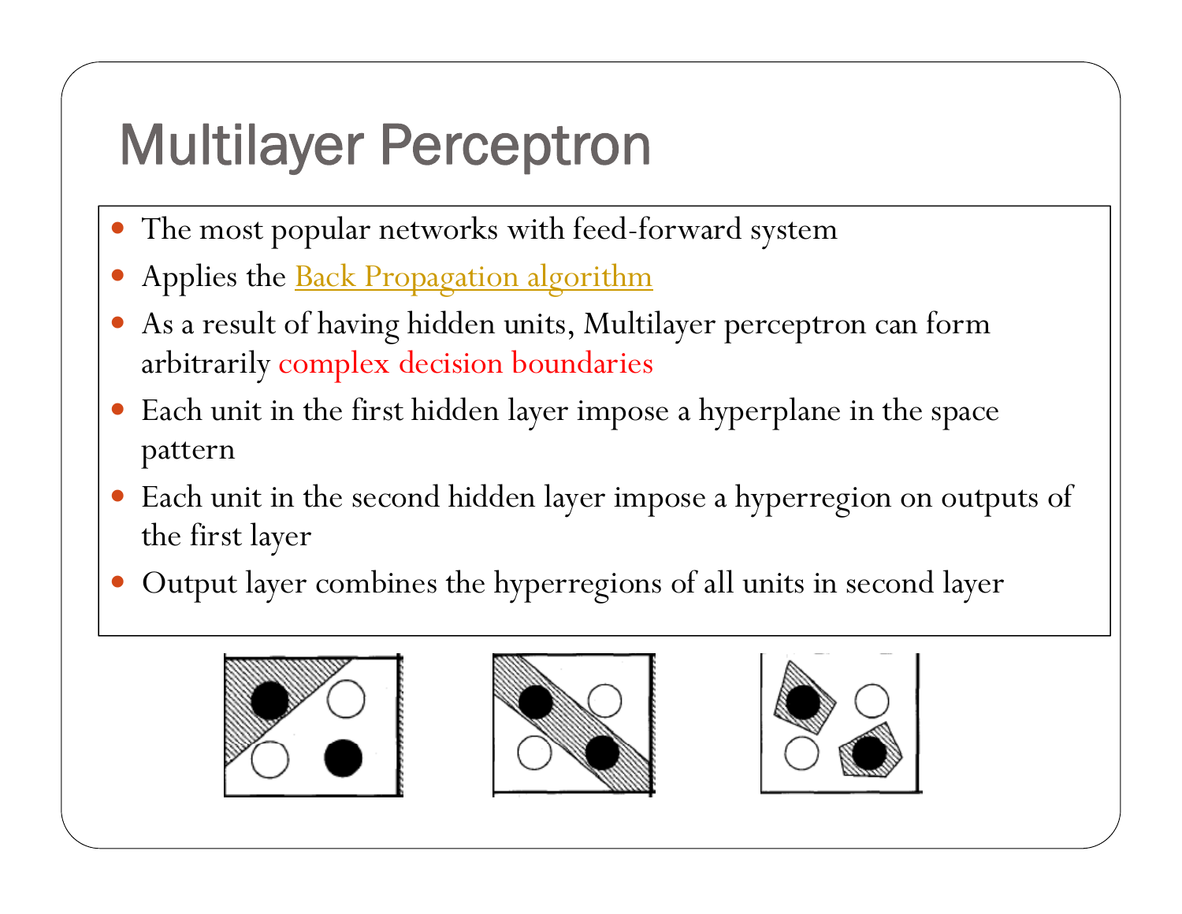# Multilayer Perceptron

- The most popular networks with feed-forward system
- Applies the Back Propagation algorithm
- As a result of having hidden units, Multilayer perceptron can form arbitrarily complex decision boundaries
- Each unit in the first hidden layer impose a hyperplane in the space pattern
- Each unit in the second hidden layer impose a hyperregion on outputs of the first layer
- Output layer combines the hyperregions of all units in second layer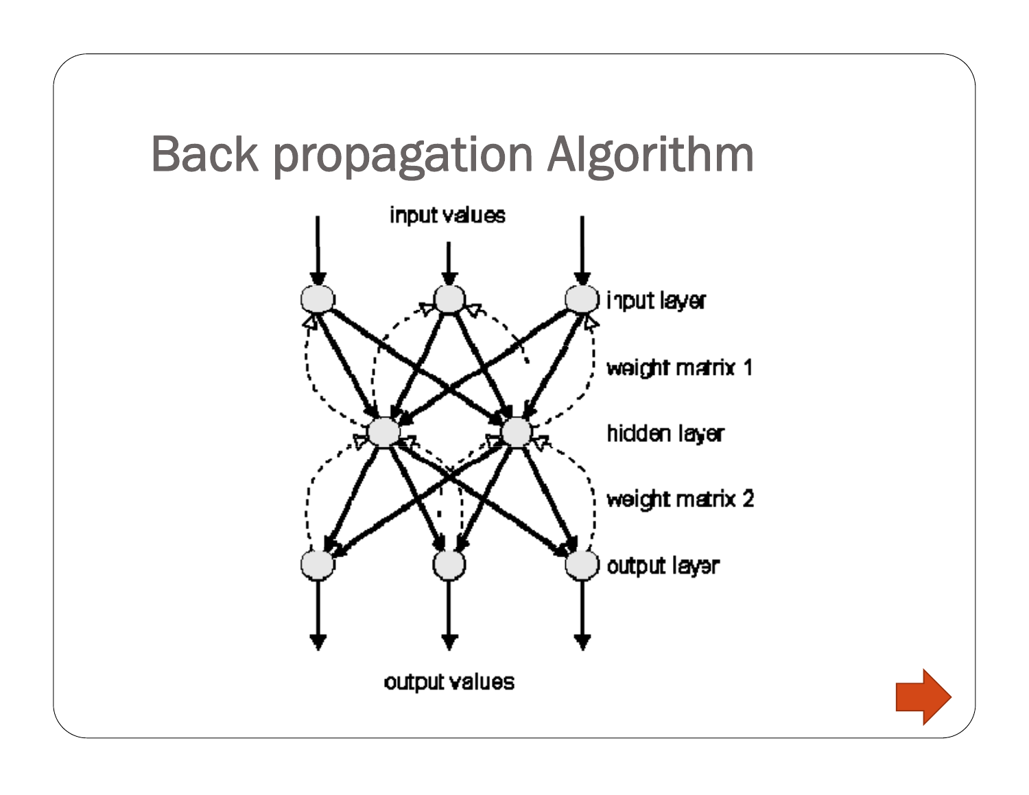# Back propagation Algorithm

input values

input layer

weight matrix 1

hidden layer

weight matrix 2

output layer

output values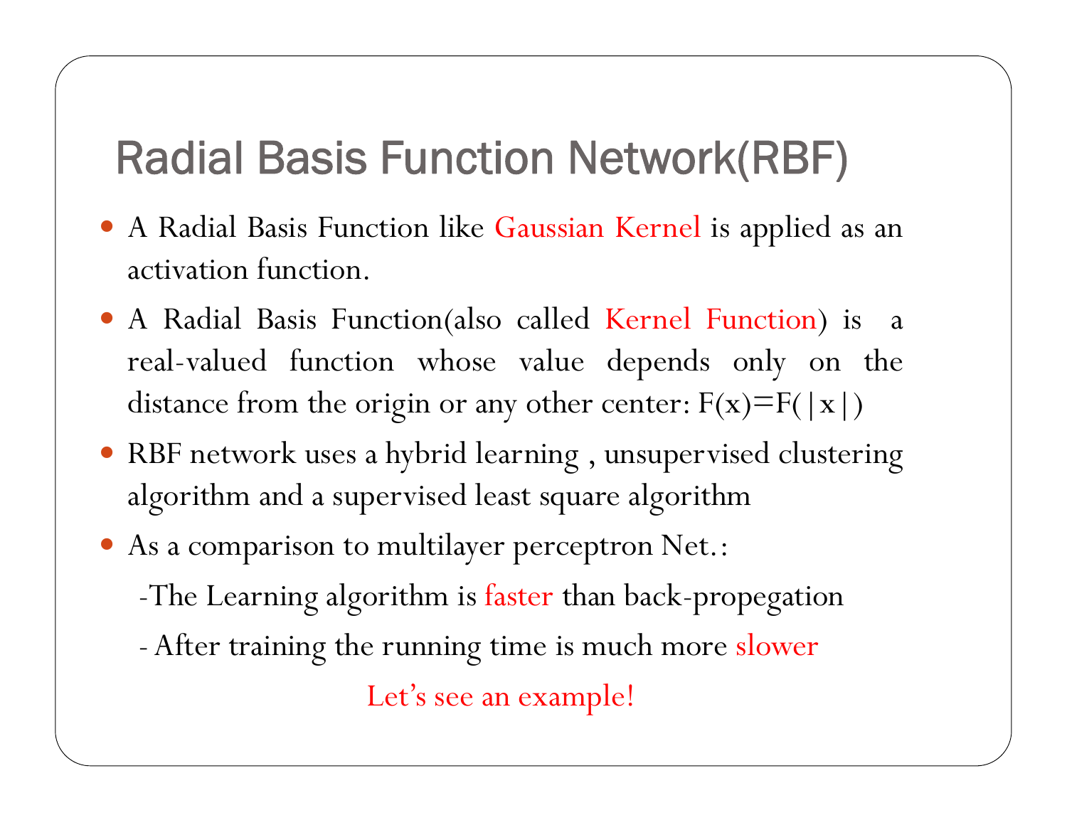# Radial Basis Function Network(RBF)

- A Radial Basis Function like Gaussian Kernel is applied as an activation function.
- A Radial Basis Function(also called Kernel Function) is a real-valued function whose value depends only on the distance from the origin or any other center: $F(x)=F(|x|)$
- RBF network uses a hybrid learning , unsupervised clustering algorithm and a supervised least square algorithm
- As a comparison to multilayer perceptron Net.:

  -The Learning algorithm is faster than back-propegation

  - After training the running time is much more slower

Let's see an example!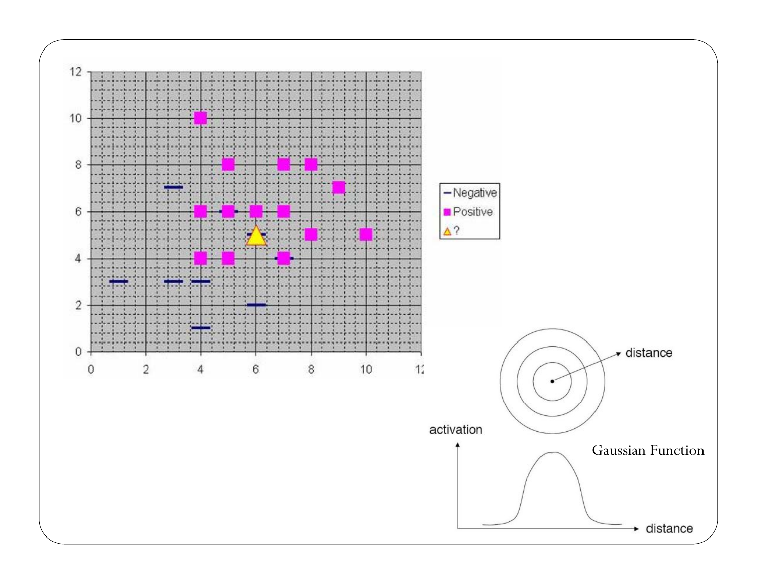Gaussian Function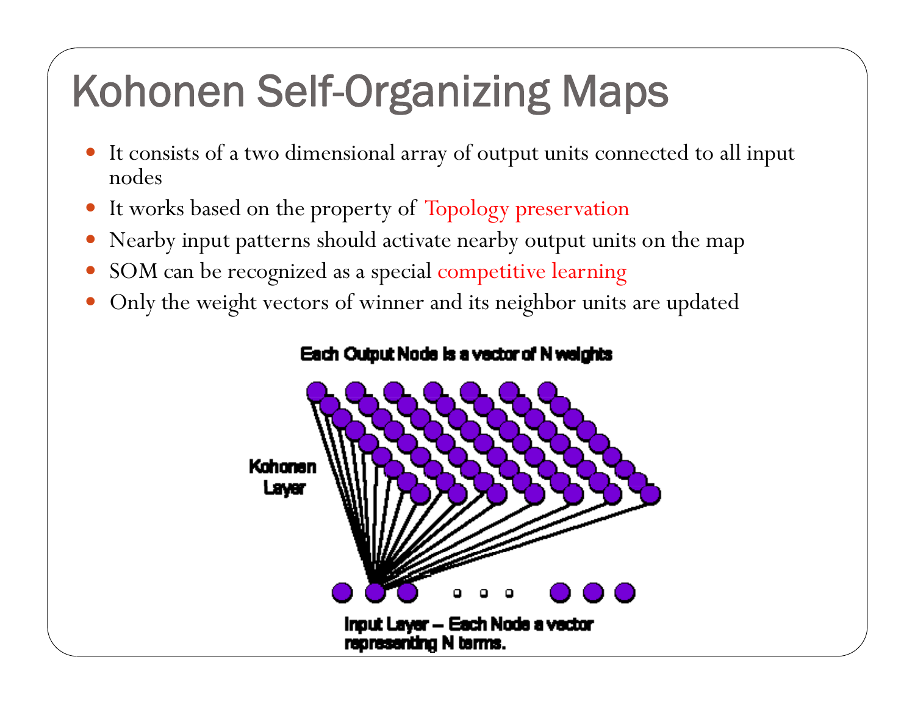# Kohonen Self-Organizing Maps

- It consists of a two dimensional array of output units connected to all input nodes
- It works based on the property of Topology preservation
- Nearby input patterns should activate nearby output units on the map
- SOM can be recognized as a special competitive learning
- Only the weight vectors of winner and its neighbor units are updated

Each Output Node is a vector of N weights

Kohonen Layer

Input Layer – Each Node a vector representing N terms.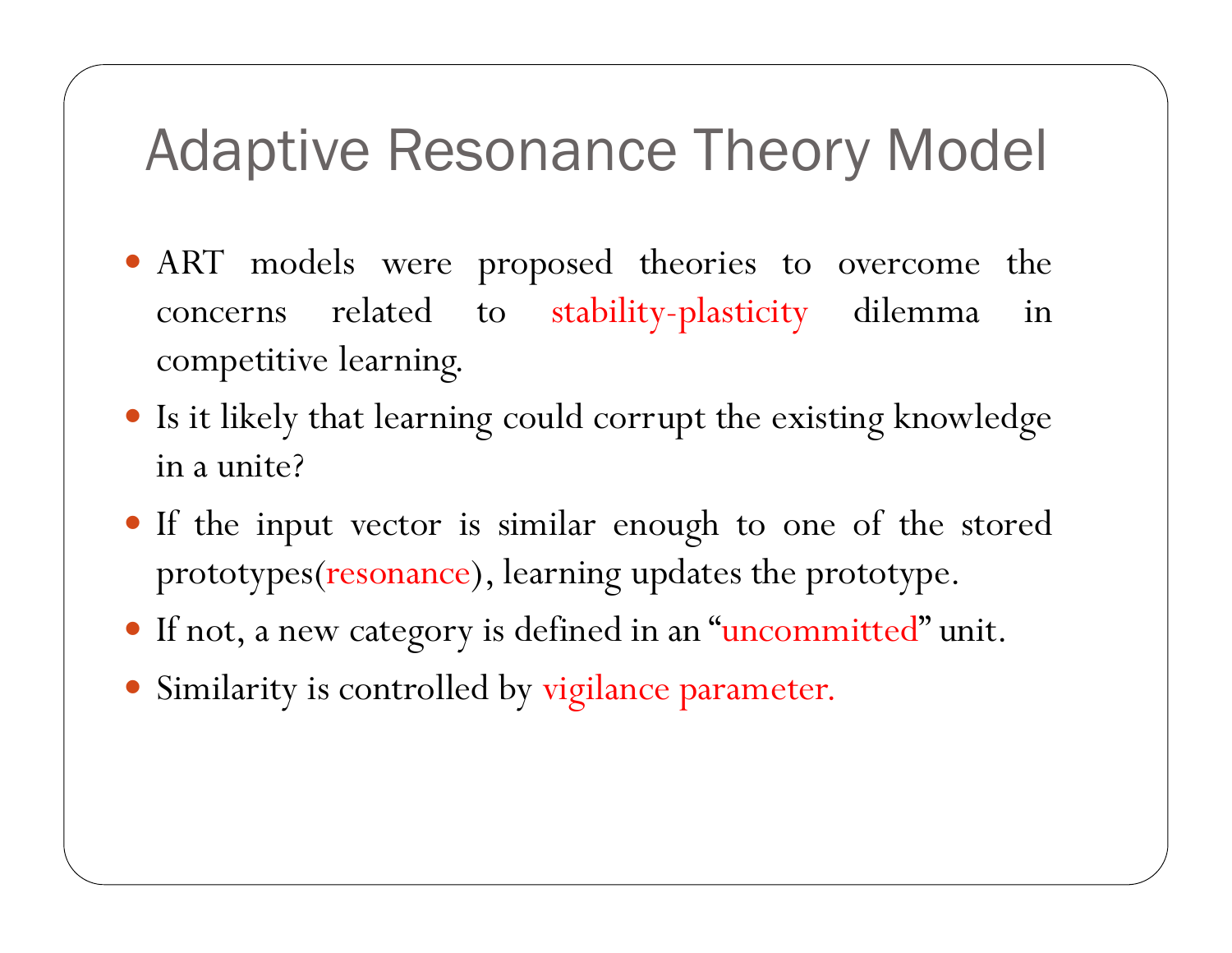# Adaptive Resonance Theory Model

- ART models were proposed theories to overcome the concerns related to stability-plasticity dilemma in competitive learning.
- Is it likely that learning could corrupt the existing knowledge in a unite?
- If the input vector is similar enough to one of the stored prototypes(resonance), learning updates the prototype.
- If not, a new category is defined in an "uncommitted" unit.
- Similarity is controlled by vigilance parameter.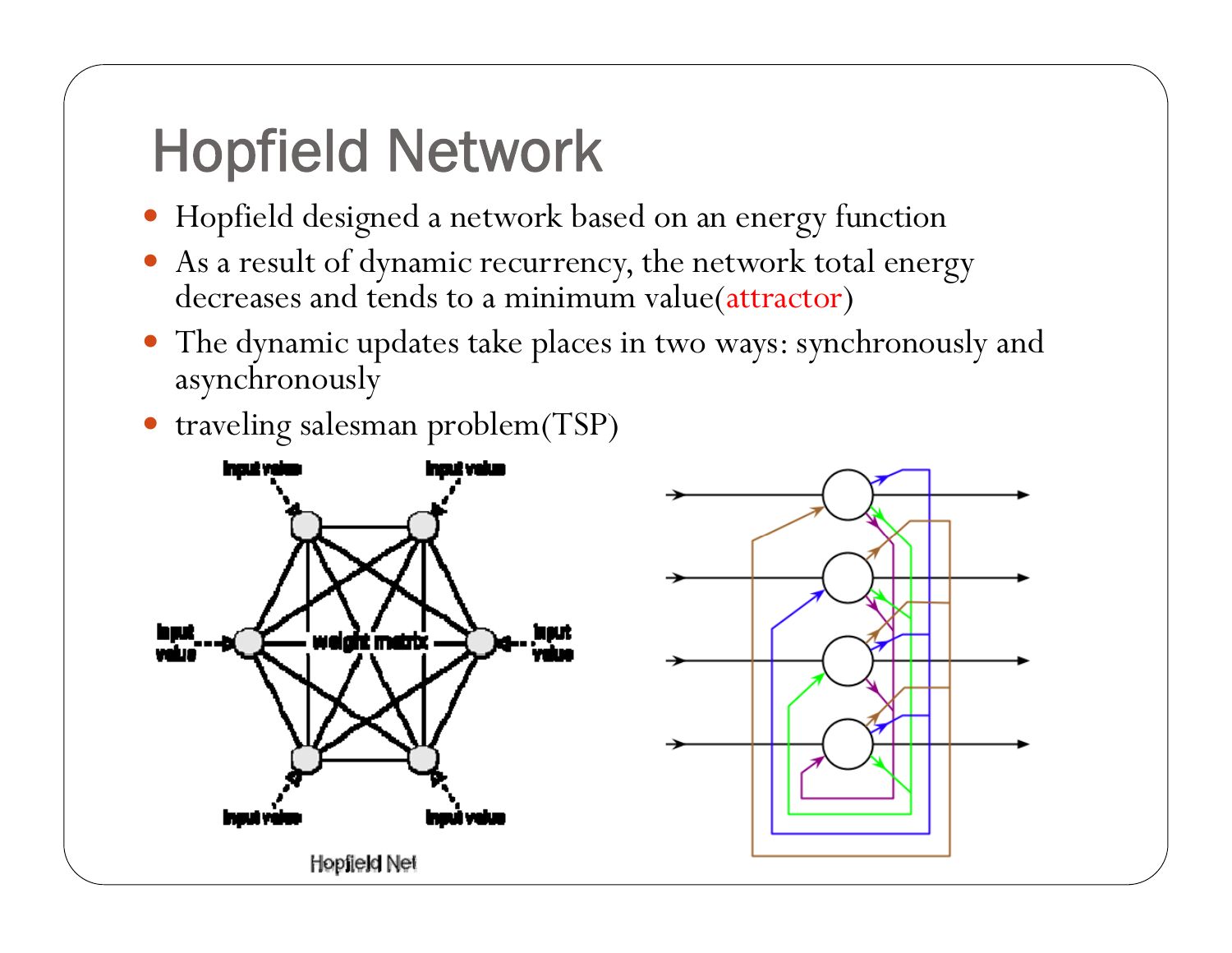# Hopfield Network

- Hopfield designed a network based on an energy function
- As a result of dynamic recurrency, the network total energy decreases and tends to a minimum value(attractor)
- The dynamic updates take places in two ways: synchronously and asynchronously
- traveling salesman problem(TSP)

Hopfield Net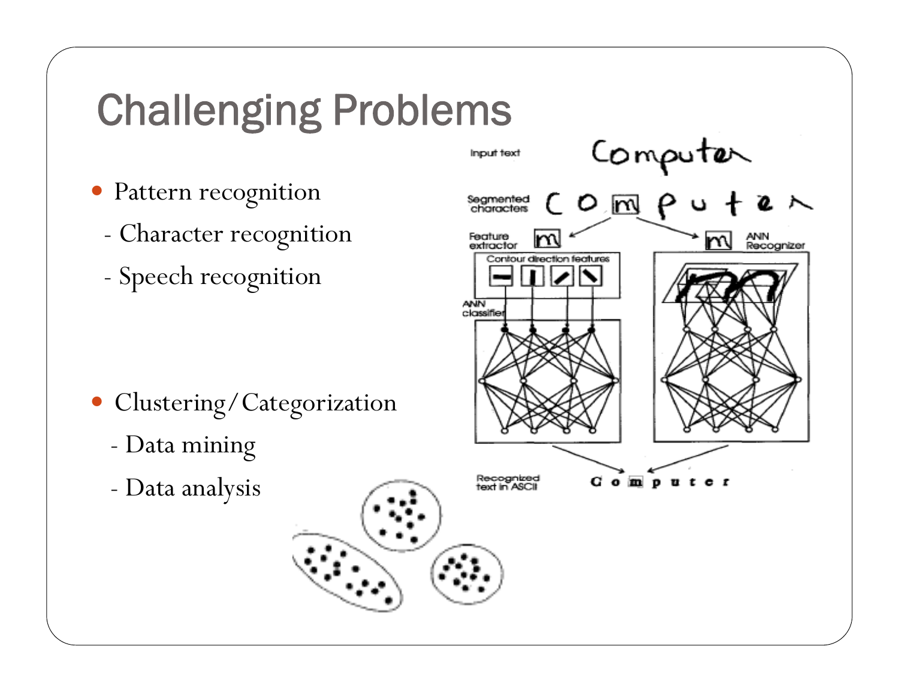# Challenging Problems

- Pattern recognition
  - Character recognition
  - Speech recognition

- Clustering/Categorization
  - Data mining
  - Data analysis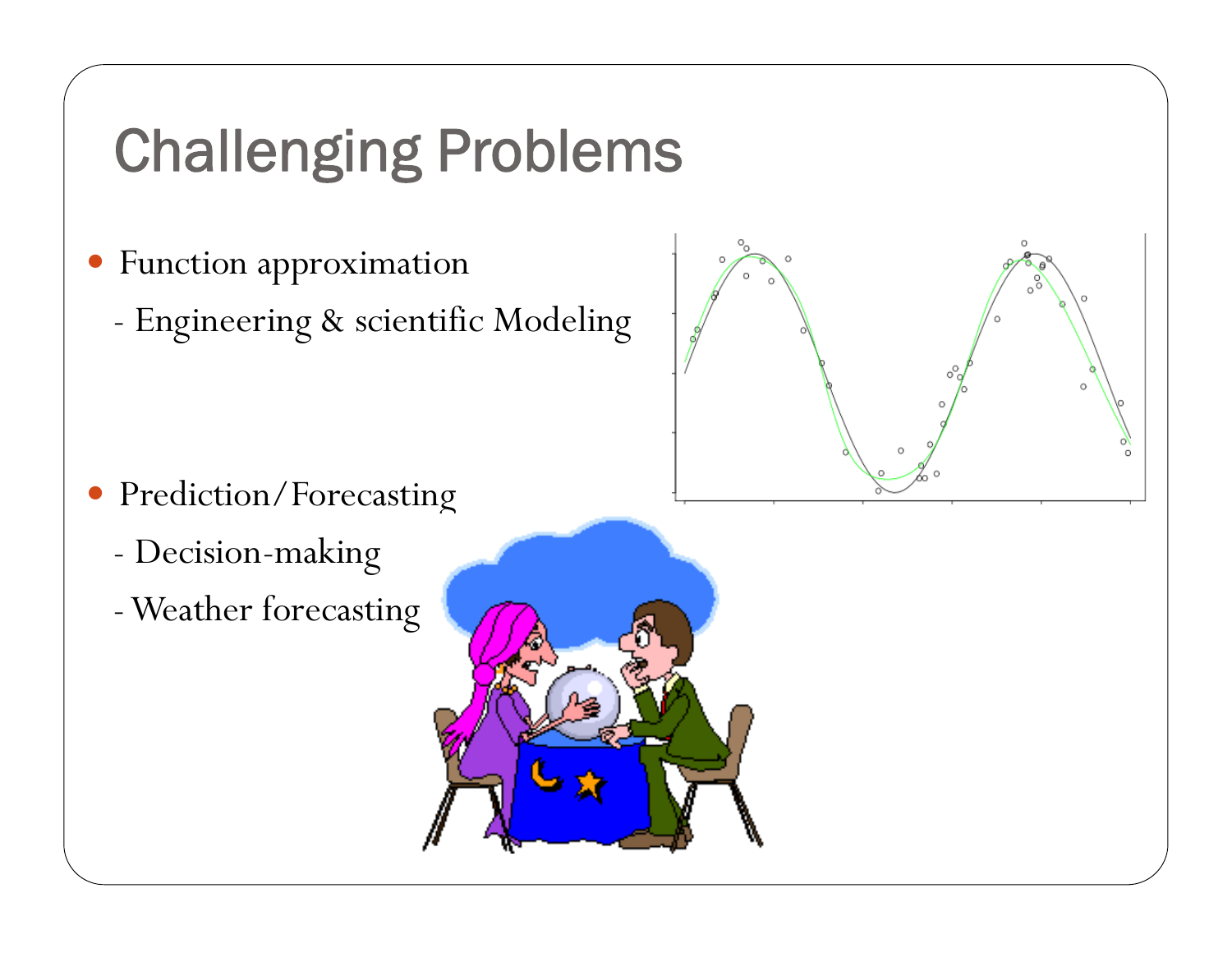# Challenging Problems

- Function approximation
  - Engineering & scientific Modeling
- Prediction/Forecasting
  - Decision-making
  - Weather forecasting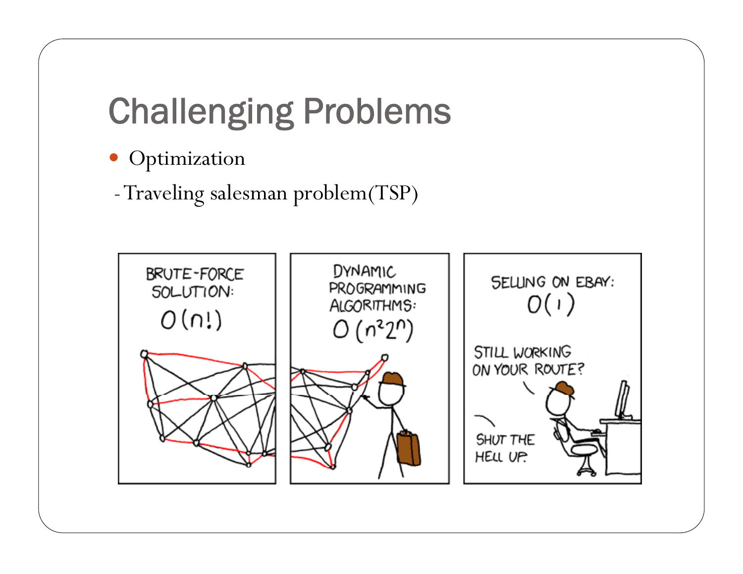# Challenging Problems

- Optimization

- Traveling salesman problem(TSP)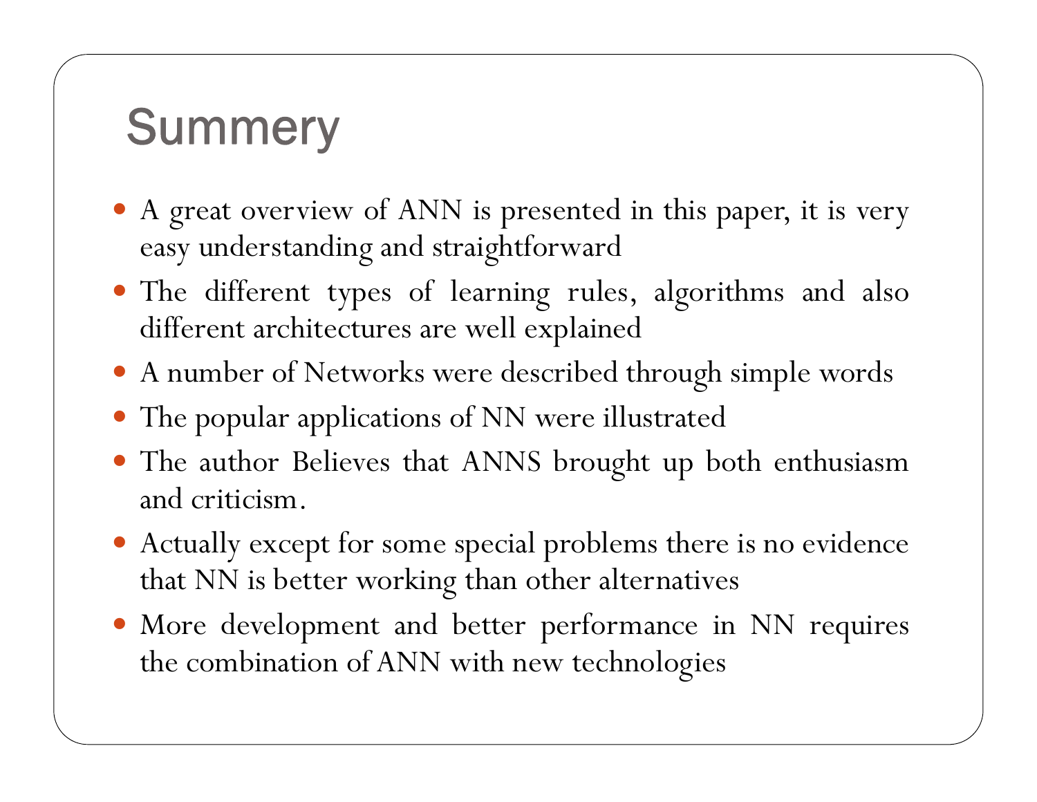# Summery

- A great overview of ANN is presented in this paper, it is very easy understanding and straightforward
- The different types of learning rules, algorithms and also different architectures are well explained
- A number of Networks were described through simple words
- The popular applications of NN were illustrated
- The author Believes that ANNS brought up both enthusiasm and criticism.
- Actually except for some special problems there is no evidence that NN is better working than other alternatives
- More development and better performance in NN requires the combination of ANN with new technologies